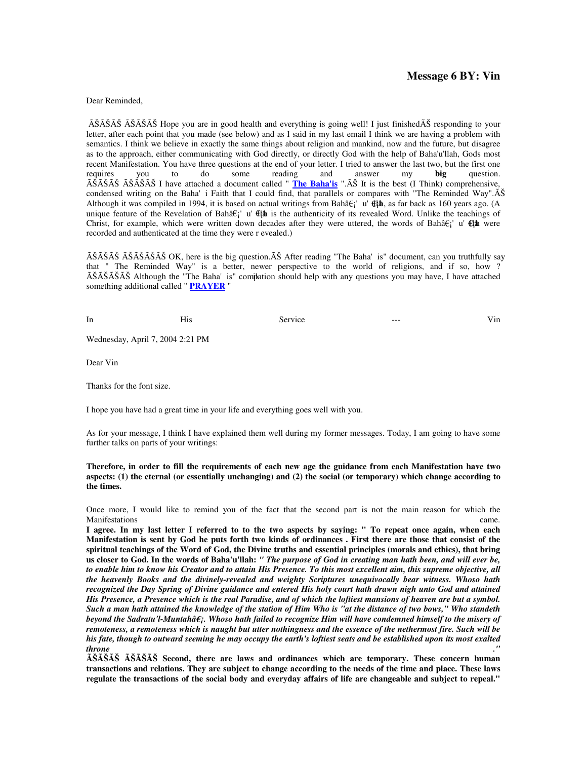## Message 6 BY: Vin

Dear Reminded,

ÃŠÃŠÃŠ ÃŠÃŠÃŠÃŠ Hope you are in good health and everything is going well! I just finishedÃŠ responding to your letter, after each point that you made (see below) and as I said in my last email I think we are having a problem with semantics. I think we believe in exactly the same things about religion and mankind, now and the future, but disagree as to the approach, either communicating with God directly, or directly God with the help of Baha'u'llah, Gods most recent Manifestation. You have three questions at the end of your letter. I tried to answer the last two, but the first one requires you to do some reading and answer my **big** question. ÃŠÃŠÃŠ ÃŠÃŠÃŠÃŠ I have attached a document called " **The Baha'is** ".ÃŠ It is the best (I Think) comprehensive, condensed writing on the Baha' i Faith that I could find, that parallels or compares with "The Reminded Way".ÃŠ Although it was compiled in 1994, it is based on actual writings from Bahâ€¡' u' llâh, as far back as 160 years ago. (A unique feature of the Revelation of Bahâ€¡' u' llâh is the authenticity of its revealed Word. Unlike the teachings of Christ, for example, which were written down decades after they were uttered, the words of Bahâ€¡' u' llâh were recorded and authenticated at the time they were r evealed.)

ÃŠÃŠÃŠ ÃŠÃŠÃŠÃŠÃŠ OK, here is the big question.ÃŠ After reading "The Baha' is" document, can you truthfully say that " The Reminded Way" is a better, newer perspective to the world of religions, and if so, how ? ÃŠÃŠÃŠÃŠÃŠ Although the "The Baha' is" compilation should help with any questions you may have, I have attached something additional called " **PRAYER** "

In His Service --- Vin

Wednesday, April 7, 2004 2:21 PM

Dear Vin

Thanks for the font size.

I hope you have had a great time in your life and everything goes well with you.

As for your message, I think I have explained them well during my former messages. Today, I am going to have some further talks on parts of your writings:

**Therefore, in order to fill the requirements of each new age the guidance from each Manifestation have two aspects: (1) the eternal (or essentially unchanging) and (2) the social (or temporary) which change according to the times.**

Once more, I would like to remind you of the fact that the second part is not the main reason for which the Manifestations came.

**I agree. In my last letter I referred to to the two aspects by saying: " To repeat once again, when each Manifestation is sent by God he puts forth two kinds of ordinances . First there are those that consist of the spiritual teachings of the Word of God, the Divine truths and essential principles (morals and ethics), that bring us closer to God. In the words of Baha'u'llah:** ***" The purpose of God in creating man hath been, and will ever be, to enable him to know his Creator and to attain His Presence. To this most excellent aim, this supreme objective, all the heavenly Books and the divinely-revealed and weighty Scriptures unequivocally bear witness. Whoso hath recognized the Day Spring of Divine guidance and entered His holy court hath drawn nigh unto God and attained His Presence, a Presence which is the real Paradise, and of which the loftiest mansions of heaven are but a symbol. Such a man hath attained the knowledge of the station of Him Who is "at the distance of two bows," Who standeth beyond the Sadratu'l-Muntahâ€¡. Whoso hath failed to recognize Him will have condemned himself to the misery of remoteness, a remoteness which is naught but utter nothingness and the essence of the nethermost fire. Such will be his fate, though to outward seeming he may occupy the earth's loftiest seats and be established upon its most exalted throne ."***

**ÃŠÃŠÃŠ ÃŠÃŠÃŠÃŠ Second, there are laws and ordinances which are temporary. These concern human transactions and relations. They are subject to change according to the needs of the time and place. These laws regulate the transactions of the social body and everyday affairs of life are changeable and subject to repeal."**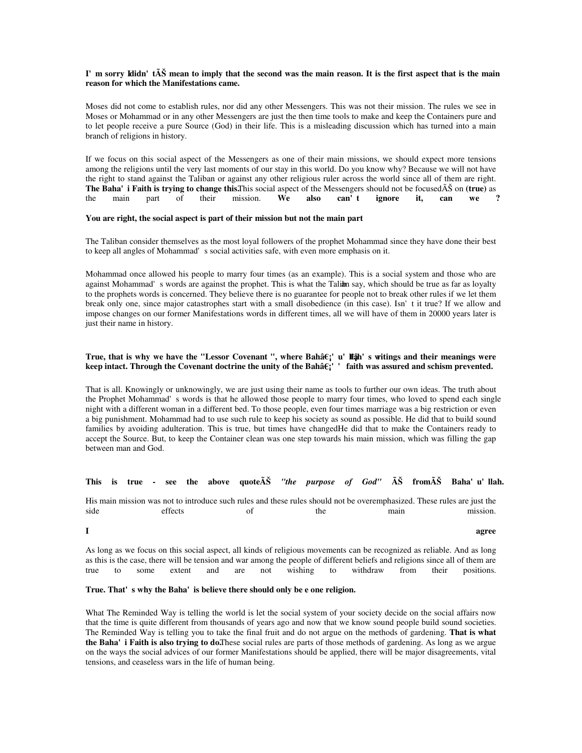**I' m sorry I didn' tÃŠ mean to imply that the second was the main reason. It is the first aspect that is the main reason for which the Manifestations came.**

Moses did not come to establish rules, nor did any other Messengers. This was not their mission. The rules we see in Moses or Mohammad or in any other Messengers are just the then time tools to make and keep the Containers pure and to let people receive a pure Source (God) in their life. This is a misleading discussion which has turned into a main branch of religions in history.

If we focus on this social aspect of the Messengers as one of their main missions, we should expect more tensions among the religions until the very last moments of our stay in this world. Do you know why? Because we will not have the right to stand against the Taliban or against any other religious ruler across the world since all of them are right. **The Baha' i Faith is trying to change this.** This social aspect of the Messengers should not be focusedÃŠ on **(true)** as the main part of their mission. **We also can' t ignore it, can we ?**

**You are right, the social aspect is part of their mission but not the main part**

The Taliban consider themselves as the most loyal followers of the prophet Mohammad since they have done their best to keep all angles of Mohammad' s social activities safe, with even more emphasis on it.

Mohammad once allowed his people to marry four times (as an example). This is a social system and those who are against Mohammad' s words are against the prophet. This is what the Taliban say, which should be true as far as loyalty to the prophets words is concerned. They believe there is no guarantee for people not to break other rules if we let them break only one, since major catastrophes start with a small disobedience (in this case). Isn' t it true? If we allow and impose changes on our former Manifestations words in different times, all we will have of them in 20000 years later is just their name in history.

**True, that is why we have the "Lessor Covenant ", where Bahâ€¡' u' llâh' s writings and their meanings were keep intact. Through the Covenant doctrine the unity of the Bahâ€¡' ' faith was assured and schism prevented.**

That is all. Knowingly or unknowingly, we are just using their name as tools to further our own ideas. The truth about the Prophet Mohammad' s words is that he allowed those people to marry four times, who loved to spend each single night with a different woman in a different bed. To those people, even four times marriage was a big restriction or even a big punishment. Mohammad had to use such rule to keep his society as sound as possible. He did that to build sound families by avoiding adulteration. This is true, but times have changed. He did that to make the Containers ready to accept the Source. But, to keep the Container clean was one step towards his main mission, which was filling the gap between man and God.

**This is true - see the above quote**Ã Š *"the purpose of God"* **ÃŠ fromÃŠ Baha' u' llah.**

His main mission was not to introduce such rules and these rules should not be overemphasized. These rules are just the side effects of the main mission.

**I agree**

As long as we focus on this social aspect, all kinds of religious movements can be recognized as reliable. And as long as this is the case, there will be tension and war among the people of different beliefs and religions since all of them are true to some extent and are not wishing to withdraw from their positions.

**True. That' s why the Baha' is believe there should only be e one religion.**

What The Reminded Way is telling the world is let the social system of your society decide on the social affairs now that the time is quite different from thousands of years ago and now that we know sound people build sound societies. The Reminded Way is telling you to take the final fruit and do not argue on the methods of gardening. **That is what the Baha' i Faith is also trying to do.** These social rules are parts of those methods of gardening. As long as we argue on the ways the social advices of our former Manifestations should be applied, there will be major disagreements, vital tensions, and ceaseless wars in the life of human being.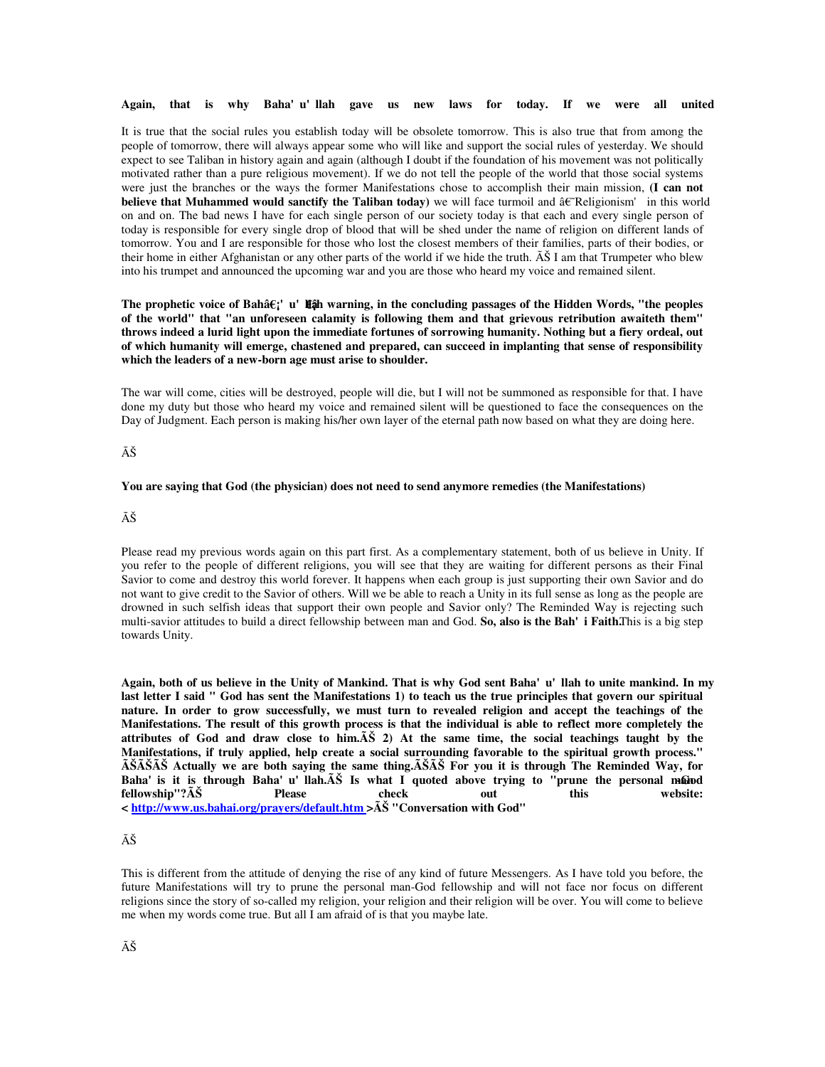**Again, that is why Baha' u' llah gave us new laws for today. If we were all united**

It is true that the social rules you establish today will be obsolete tomorrow. This is also true that from among the people of tomorrow, there will always appear some who will like and support the social rules of yesterday. We should expect to see Taliban in history again and again (although I doubt if the foundation of his movement was not politically motivated rather than a pure religious movement). If we do not tell the people of the world that those social systems were just the branches or the ways the former Manifestations chose to accomplish their main mission, (**I can not believe that Muhammed would sanctify the Taliban today**) we will face turmoil and â€˜Religionism' in this world on and on. The bad news I have for each single person of our society today is that each and every single person of today is responsible for every single drop of blood that will be shed under the name of religion on different lands of tomorrow. You and I are responsible for those who lost the closest members of their families, parts of their bodies, or their home in either Afghanistan or any other parts of the world if we hide the truth. ÃŠ I am that Trumpeter who blew into his trumpet and announced the upcoming war and you are those who heard my voice and remained silent.

**The prophetic voice of Bahâ€¡' u' llâh warning, in the concluding passages of the Hidden Words, "the peoples of the world" that "an unforeseen calamity is following them and that grievous retribution awaiteth them" throws indeed a lurid light upon the immediate fortunes of sorrowing humanity. Nothing but a fiery ordeal, out of which humanity will emerge, chastened and prepared, can succeed in implanting that sense of responsibility which the leaders of a new-born age must arise to shoulder.**

The war will come, cities will be destroyed, people will die, but I will not be summoned as responsible for that. I have done my duty but those who heard my voice and remained silent will be questioned to face the consequences on the Day of Judgment. Each person is making his/her own layer of the eternal path now based on what they are doing here.

ÃŠ

**You are saying that God (the physician) does not need to send anymore remedies (the Manifestations)**

ÃŠ

Please read my previous words again on this part first. As a complementary statement, both of us believe in Unity. If you refer to the people of different religions, you will see that they are waiting for different persons as their Final Savior to come and destroy this world forever. It happens when each group is just supporting their own Savior and do not want to give credit to the Savior of others. Will we be able to reach a Unity in its full sense as long as the people are drowned in such selfish ideas that support their own people and Savior only? The Reminded Way is rejecting such multi-savior attitudes to build a direct fellowship between man and God. **So, also is the Bah' i Faith.** This is a big step towards Unity.

**Again, both of us believe in the Unity of Mankind. That is why God sent Baha' u' llah to unite mankind. In my last letter I said " God has sent the Manifestations 1) to teach us the true principles that govern our spiritual nature. In order to grow successfully, we must turn to revealed religion and accept the teachings of the Manifestations. The result of this growth process is that the individual is able to reflect more completely the attributes of God and draw close to him.ÃŠ 2) At the same time, the social teachings taught by the Manifestations, if truly applied, help create a social surrounding favorable to the spiritual growth process." ÃŠÃŠÃŠÃŠ Actually we are both saying the same thing.ÃŠÃŠ For you it is through The Reminded Way, for Baha' is it is through Baha' u' llah.ÃŠ Is what I quoted above trying to "prune the personal man-God fellowship"?ÃŠ Please check out this website: < http://www.us.bahai.org/prayers/default.htm >ÃŠ "Conversation with God"**

ÃŠ

This is different from the attitude of denying the rise of any kind of future Messengers. As I have told you before, the future Manifestations will try to prune the personal man-God fellowship and will not face nor focus on different religions since the story of so-called my religion, your religion and their religion will be over. You will come to believe me when my words come true. But all I am afraid of is that you maybe late.

ÃŠ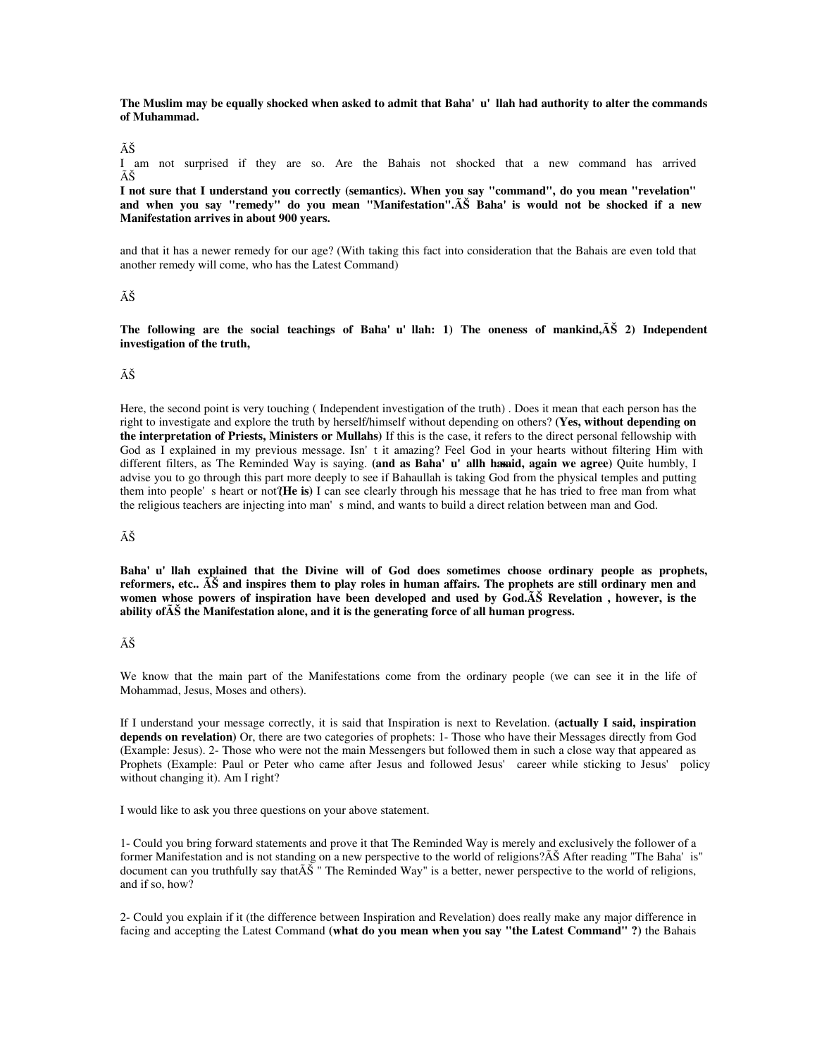**The Muslim may be equally shocked when asked to admit that Baha' u' llah had authority to alter the commands of Muhammad.**

ÃŠ

I am not surprised if they are so. Are the Bahais not shocked that a new command has arrived ÃŠ

**I not sure that I understand you correctly (semantics). When you say "command", do you mean "revelation" and when you say "remedy" do you mean "Manifestation".ÃŠ Baha' is would not be shocked if a new Manifestation arrives in about 900 years.**

and that it has a newer remedy for our age? (With taking this fact into consideration that the Bahais are even told that another remedy will come, who has the Latest Command)

ÃŠ

**The following are the social teachings of Baha' u' llah: 1) The oneness of mankind,ÃŠ 2) Independent investigation of the truth,**

ÃŠ

Here, the second point is very touching ( Independent investigation of the truth) . Does it mean that each person has the right to investigate and explore the truth by herself/himself without depending on others? **(Yes, without depending on the interpretation of Priests, Ministers or Mullahs)** If this is the case, it refers to the direct personal fellowship with God as I explained in my previous message. Isn' t it amazing? Feel God in your hearts without filtering Him with different filters, as The Reminded Way is saying. **(and as Baha' u' allh has said, again we agree)** Quite humbly, I advise you to go through this part more deeply to see if Bahaullah is taking God from the physical temples and putting them into people' s heart or not? **(He is)** I can see clearly through his message that he has tried to free man from what the religious teachers are injecting into man' s mind, and wants to build a direct relation between man and God.

ÃŠ

**Baha' u' llah explained that the Divine will of God does sometimes choose ordinary people as prophets, reformers, etc.. ÃŠ and inspires them to play roles in human affairs. The prophets are still ordinary men and women whose powers of inspiration have been developed and used by God.ÃŠ Revelation , however, is the ability ofÃŠ the Manifestation alone, and it is the generating force of all human progress.**

ÃŠ

We know that the main part of the Manifestations come from the ordinary people (we can see it in the life of Mohammad, Jesus, Moses and others).

If I understand your message correctly, it is said that Inspiration is next to Revelation. **(actually I said, inspiration depends on revelation)** Or, there are two categories of prophets: 1- Those who have their Messages directly from God (Example: Jesus). 2- Those who were not the main Messengers but followed them in such a close way that appeared as Prophets (Example: Paul or Peter who came after Jesus and followed Jesus' career while sticking to Jesus' policy without changing it). Am I right?

I would like to ask you three questions on your above statement.

1- Could you bring forward statements and prove it that The Reminded Way is merely and exclusively the follower of a former Manifestation and is not standing on a new perspective to the world of religions?ÃŠ After reading "The Baha' is" document can you truthfully say thatÃŠ " The Reminded Way" is a better, newer perspective to the world of religions, and if so, how?

2- Could you explain if it (the difference between Inspiration and Revelation) does really make any major difference in facing and accepting the Latest Command **(what do you mean when you say "the Latest Command" ?)** the Bahais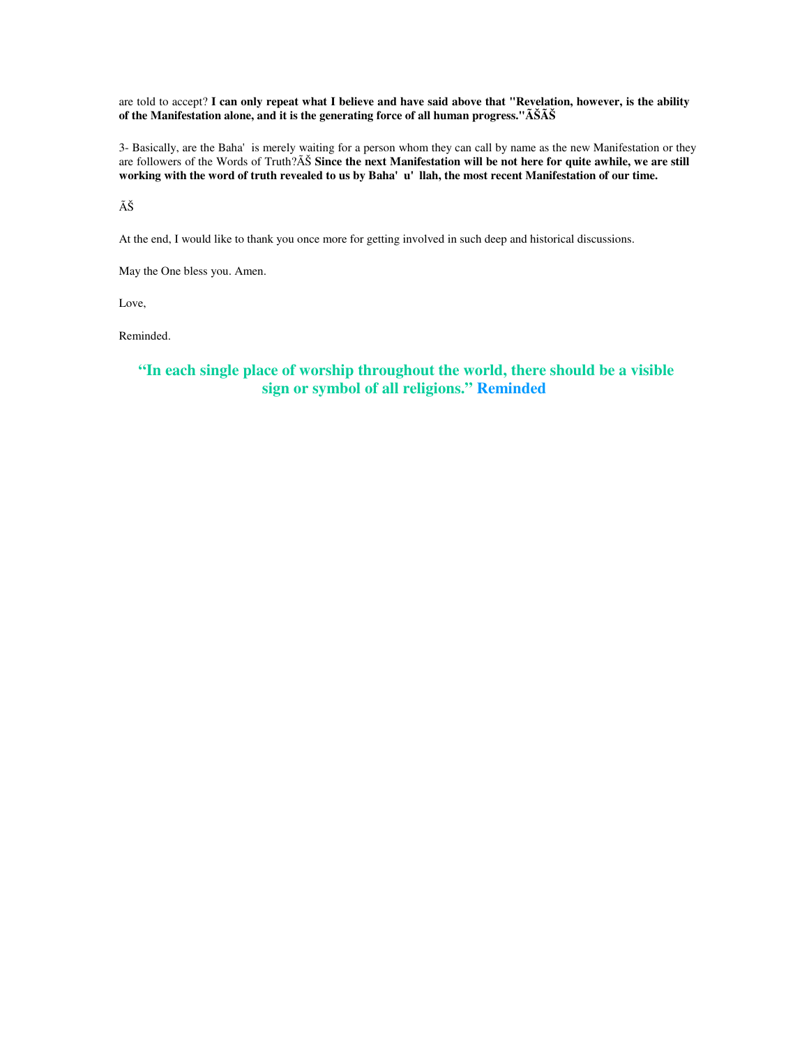are told to accept? **I can only repeat what I believe and have said above that "Revelation, however, is the ability of the Manifestation alone, and it is the generating force of all human progress."ÃŠÃŠ**

3- Basically, are the Baha'  is merely waiting for a person whom they can call by name as the new Manifestation or they are followers of the Words of Truth?ÃŠ **Since the next Manifestation will be not here for quite awhile, we are still working with the word of truth revealed to us by Baha'  u'  llah, the most recent Manifestation of our time.**

ÃŠ

At the end, I would like to thank you once more for getting involved in such deep and historical discussions.

May the One bless you. Amen.

Love,

Reminded.

**"In each single place of worship throughout the world, there should be a visible sign or symbol of all religions." Reminded**